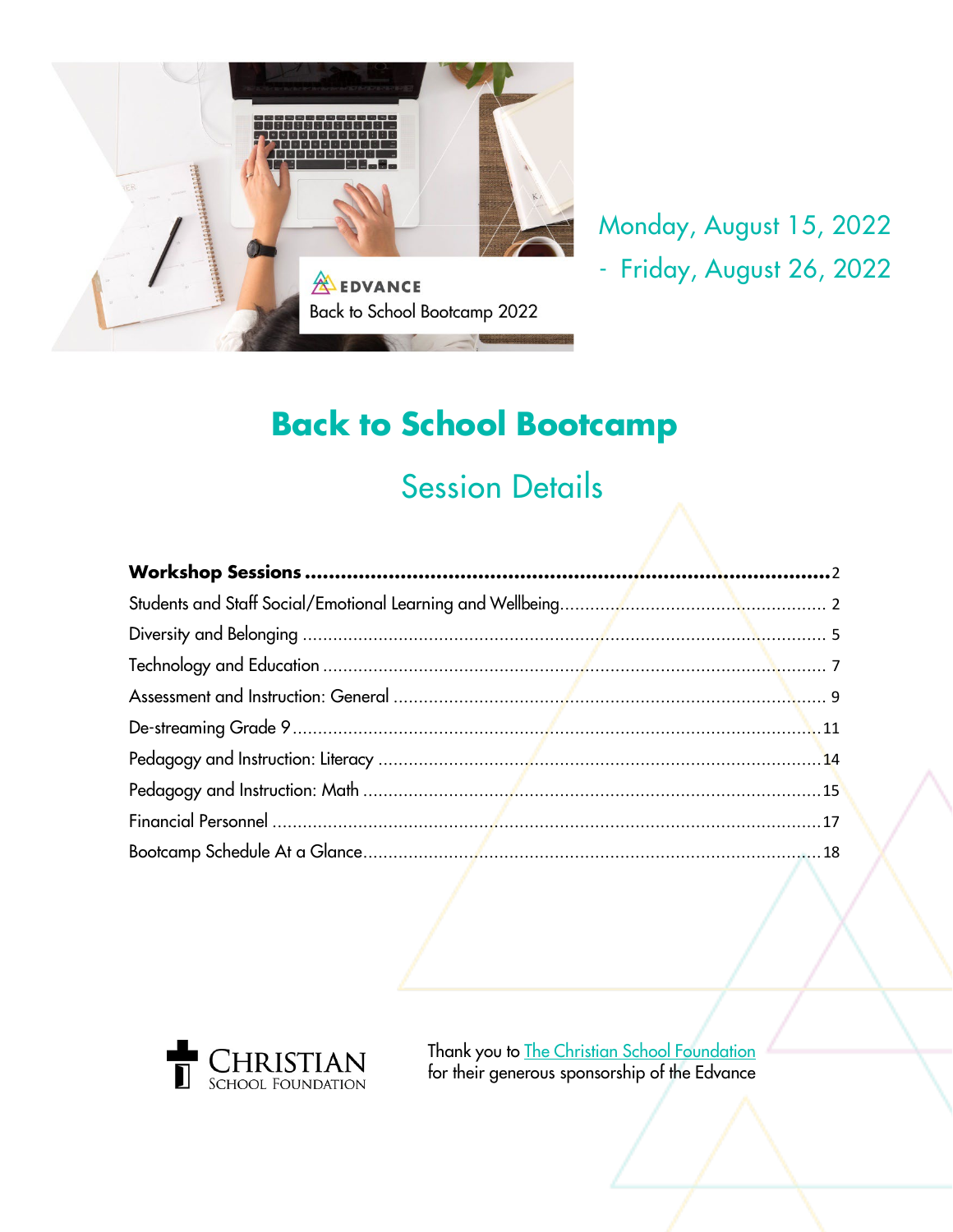EDVANCE

Back to School Bootcamp 2022

Monday, August 15, 2022 - Friday, August 26, 2022

# Back to School Bootcamp

## Session Details

**Workshop Sessions** ........ 2

Students and Staff Social/Emotional Learning and Wellbeing ........ 2

Diversity and Belonging ........ 5

Technology and Education ........ 7

Assessment and Instruction: General ........ 9

De-streaming Grade 9 ........ 11

Pedagogy and Instruction: Literacy ........ 14

Pedagogy and Instruction: Math ........ 15

Financial Personnel ........ 17

Bootcamp Schedule At a Glance ........ 18

CHRISTIAN SCHOOL FOUNDATION

Thank you to [The Christian School Foundation] for their generous sponsorship of the Edvance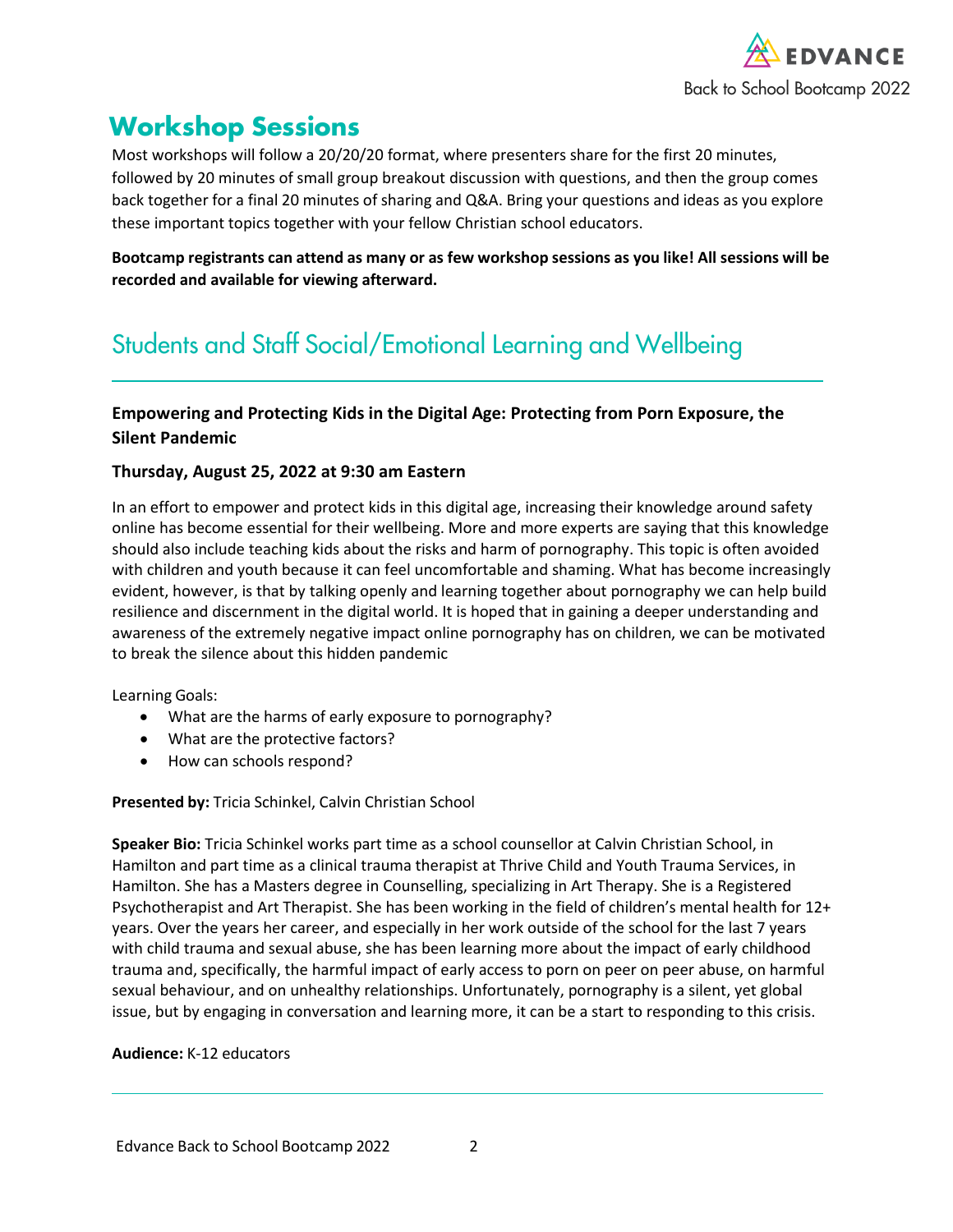# Workshop Sessions

Most workshops will follow a 20/20/20 format, where presenters share for the first 20 minutes, followed by 20 minutes of small group breakout discussion with questions, and then the group comes back together for a final 20 minutes of sharing and Q&A. Bring your questions and ideas as you explore these important topics together with your fellow Christian school educators.

**Bootcamp registrants can attend as many or as few workshop sessions as you like! All sessions will be recorded and available for viewing afterward.**

## Students and Staff Social/Emotional Learning and Wellbeing

### Empowering and Protecting Kids in the Digital Age: Protecting from Porn Exposure, the Silent Pandemic

**Thursday, August 25, 2022 at 9:30 am Eastern**

In an effort to empower and protect kids in this digital age, increasing their knowledge around safety online has become essential for their wellbeing. More and more experts are saying that this knowledge should also include teaching kids about the risks and harm of pornography. This topic is often avoided with children and youth because it can feel uncomfortable and shaming. What has become increasingly evident, however, is that by talking openly and learning together about pornography we can help build resilience and discernment in the digital world. It is hoped that in gaining a deeper understanding and awareness of the extremely negative impact online pornography has on children, we can be motivated to break the silence about this hidden pandemic

Learning Goals:

- What are the harms of early exposure to pornography?
- What are the protective factors?
- How can schools respond?

**Presented by:** Tricia Schinkel, Calvin Christian School

**Speaker Bio:** Tricia Schinkel works part time as a school counsellor at Calvin Christian School, in Hamilton and part time as a clinical trauma therapist at Thrive Child and Youth Trauma Services, in Hamilton. She has a Masters degree in Counselling, specializing in Art Therapy. She is a Registered Psychotherapist and Art Therapist. She has been working in the field of children's mental health for 12+ years. Over the years her career, and especially in her work outside of the school for the last 7 years with child trauma and sexual abuse, she has been learning more about the impact of early childhood trauma and, specifically, the harmful impact of early access to porn on peer on peer abuse, on harmful sexual behaviour, and on unhealthy relationships. Unfortunately, pornography is a silent, yet global issue, but by engaging in conversation and learning more, it can be a start to responding to this crisis.

**Audience:** K-12 educators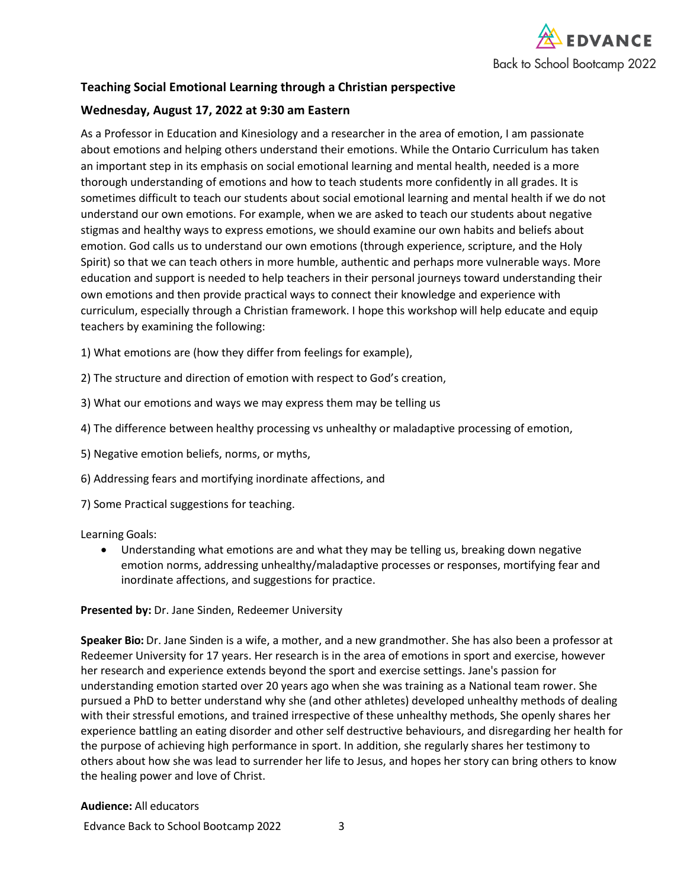**Teaching Social Emotional Learning through a Christian perspective**

**Wednesday, August 17, 2022 at 9:30 am Eastern**

As a Professor in Education and Kinesiology and a researcher in the area of emotion, I am passionate about emotions and helping others understand their emotions. While the Ontario Curriculum has taken an important step in its emphasis on social emotional learning and mental health, needed is a more thorough understanding of emotions and how to teach students more confidently in all grades. It is sometimes difficult to teach our students about social emotional learning and mental health if we do not understand our own emotions. For example, when we are asked to teach our students about negative stigmas and healthy ways to express emotions, we should examine our own habits and beliefs about emotion. God calls us to understand our own emotions (through experience, scripture, and the Holy Spirit) so that we can teach others in more humble, authentic and perhaps more vulnerable ways. More education and support is needed to help teachers in their personal journeys toward understanding their own emotions and then provide practical ways to connect their knowledge and experience with curriculum, especially through a Christian framework. I hope this workshop will help educate and equip teachers by examining the following:

1) What emotions are (how they differ from feelings for example),

2) The structure and direction of emotion with respect to God's creation,

3) What our emotions and ways we may express them may be telling us

4) The difference between healthy processing vs unhealthy or maladaptive processing of emotion,

5) Negative emotion beliefs, norms, or myths,

6) Addressing fears and mortifying inordinate affections, and

7) Some Practical suggestions for teaching.

Learning Goals:

- Understanding what emotions are and what they may be telling us, breaking down negative emotion norms, addressing unhealthy/maladaptive processes or responses, mortifying fear and inordinate affections, and suggestions for practice.

**Presented by:** Dr. Jane Sinden, Redeemer University

**Speaker Bio:** Dr. Jane Sinden is a wife, a mother, and a new grandmother. She has also been a professor at Redeemer University for 17 years. Her research is in the area of emotions in sport and exercise, however her research and experience extends beyond the sport and exercise settings. Jane's passion for understanding emotion started over 20 years ago when she was training as a National team rower. She pursued a PhD to better understand why she (and other athletes) developed unhealthy methods of dealing with their stressful emotions, and trained irrespective of these unhealthy methods, She openly shares her experience battling an eating disorder and other self destructive behaviours, and disregarding her health for the purpose of achieving high performance in sport. In addition, she regularly shares her testimony to others about how she was lead to surrender her life to Jesus, and hopes her story can bring others to know the healing power and love of Christ.

**Audience:** All educators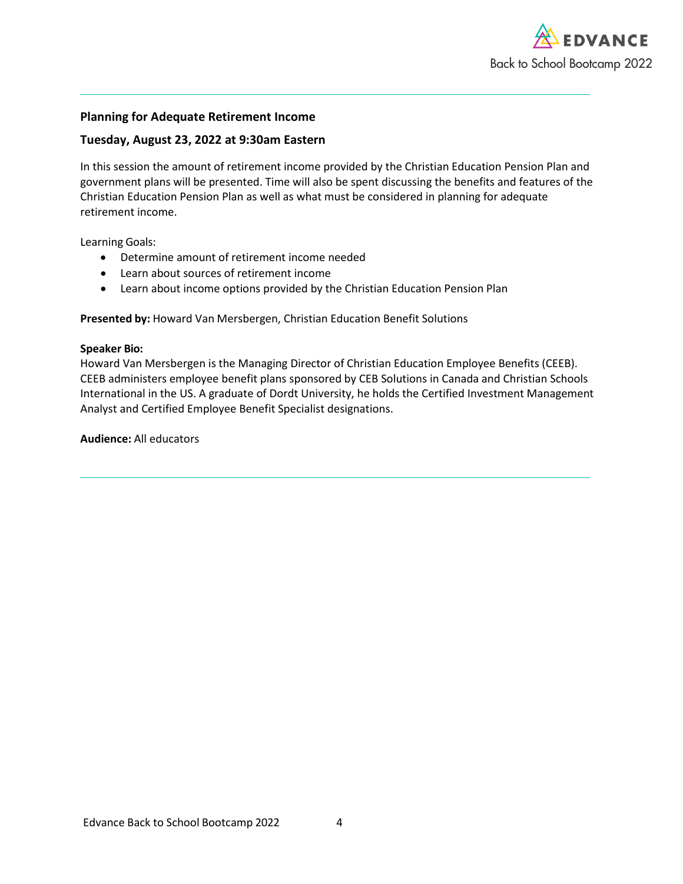## Planning for Adequate Retirement Income

### Tuesday, August 23, 2022 at 9:30am Eastern

In this session the amount of retirement income provided by the Christian Education Pension Plan and government plans will be presented. Time will also be spent discussing the benefits and features of the Christian Education Pension Plan as well as what must be considered in planning for adequate retirement income.

Learning Goals:

- Determine amount of retirement income needed
- Learn about sources of retirement income
- Learn about income options provided by the Christian Education Pension Plan

**Presented by:** Howard Van Mersbergen, Christian Education Benefit Solutions

**Speaker Bio:**
Howard Van Mersbergen is the Managing Director of Christian Education Employee Benefits (CEEB). CEEB administers employee benefit plans sponsored by CEB Solutions in Canada and Christian Schools International in the US. A graduate of Dordt University, he holds the Certified Investment Management Analyst and Certified Employee Benefit Specialist designations.

**Audience:** All educators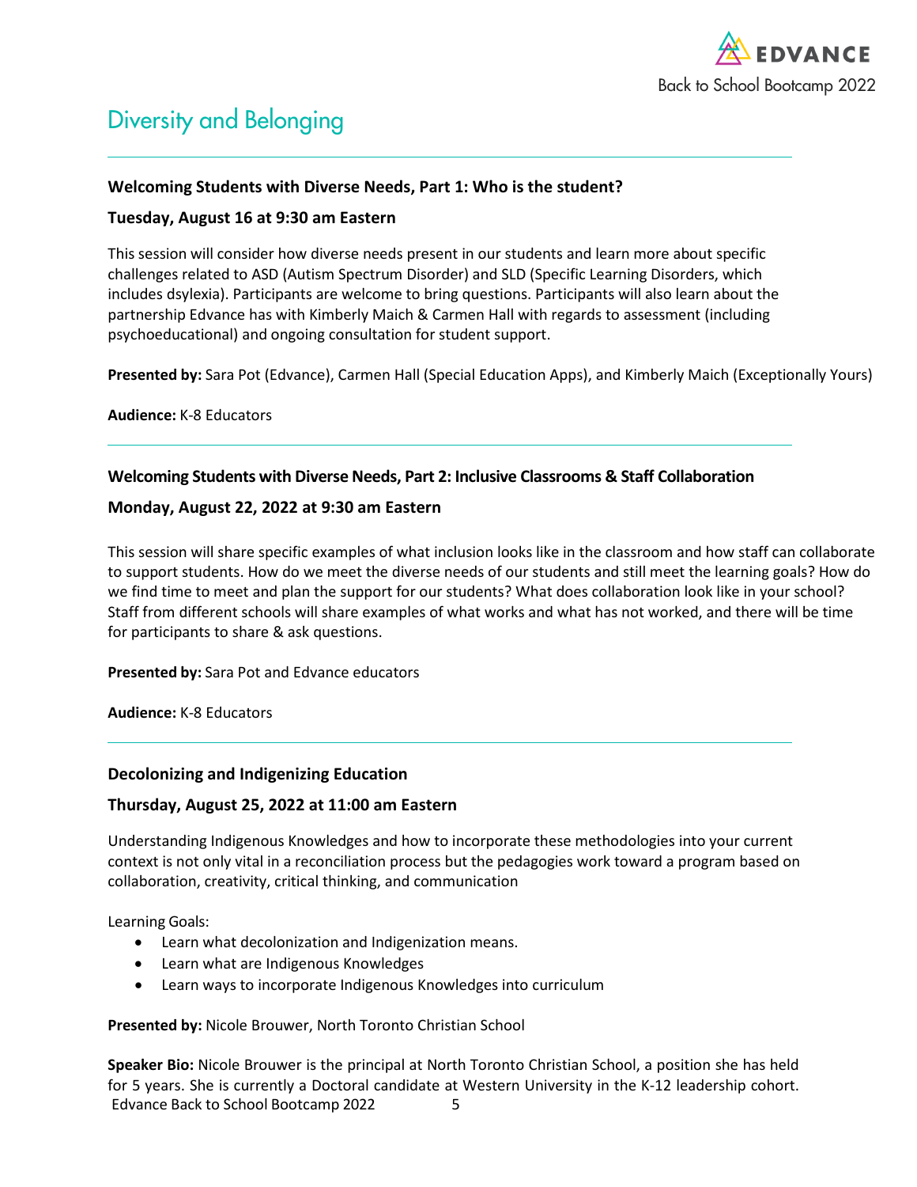# Diversity and Belonging

---

**Welcoming Students with Diverse Needs, Part 1: Who is the student?**

**Tuesday, August 16 at 9:30 am Eastern**

This session will consider how diverse needs present in our students and learn more about specific challenges related to ASD (Autism Spectrum Disorder) and SLD (Specific Learning Disorders, which includes dsylexia). Participants are welcome to bring questions. Participants will also learn about the partnership Edvance has with Kimberly Maich & Carmen Hall with regards to assessment (including psychoeducational) and ongoing consultation for student support.

**Presented by:** Sara Pot (Edvance), Carmen Hall (Special Education Apps), and Kimberly Maich (Exceptionally Yours)

**Audience:** K-8 Educators

---

**Welcoming Students with Diverse Needs, Part 2: Inclusive Classrooms & Staff Collaboration**

**Monday, August 22, 2022 at 9:30 am Eastern**

This session will share specific examples of what inclusion looks like in the classroom and how staff can collaborate to support students. How do we meet the diverse needs of our students and still meet the learning goals? How do we find time to meet and plan the support for our students? What does collaboration look like in your school? Staff from different schools will share examples of what works and what has not worked, and there will be time for participants to share & ask questions.

**Presented by:** Sara Pot and Edvance educators

**Audience:** K-8 Educators

---

**Decolonizing and Indigenizing Education**

**Thursday, August 25, 2022 at 11:00 am Eastern**

Understanding Indigenous Knowledges and how to incorporate these methodologies into your current context is not only vital in a reconciliation process but the pedagogies work toward a program based on collaboration, creativity, critical thinking, and communication

Learning Goals:

- Learn what decolonization and Indigenization means.
- Learn what are Indigenous Knowledges
- Learn ways to incorporate Indigenous Knowledges into curriculum

**Presented by:** Nicole Brouwer, North Toronto Christian School

**Speaker Bio:** Nicole Brouwer is the principal at North Toronto Christian School, a position she has held for 5 years. She is currently a Doctoral candidate at Western University in the K-12 leadership cohort.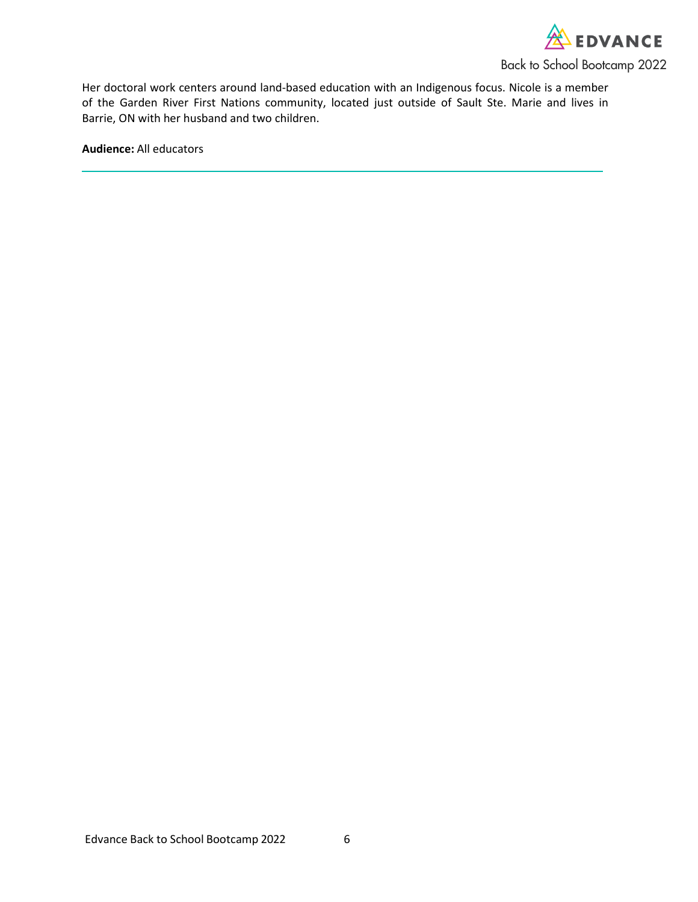Her doctoral work centers around land-based education with an Indigenous focus. Nicole is a member of the Garden River First Nations community, located just outside of Sault Ste. Marie and lives in Barrie, ON with her husband and two children.

**Audience:** All educators

---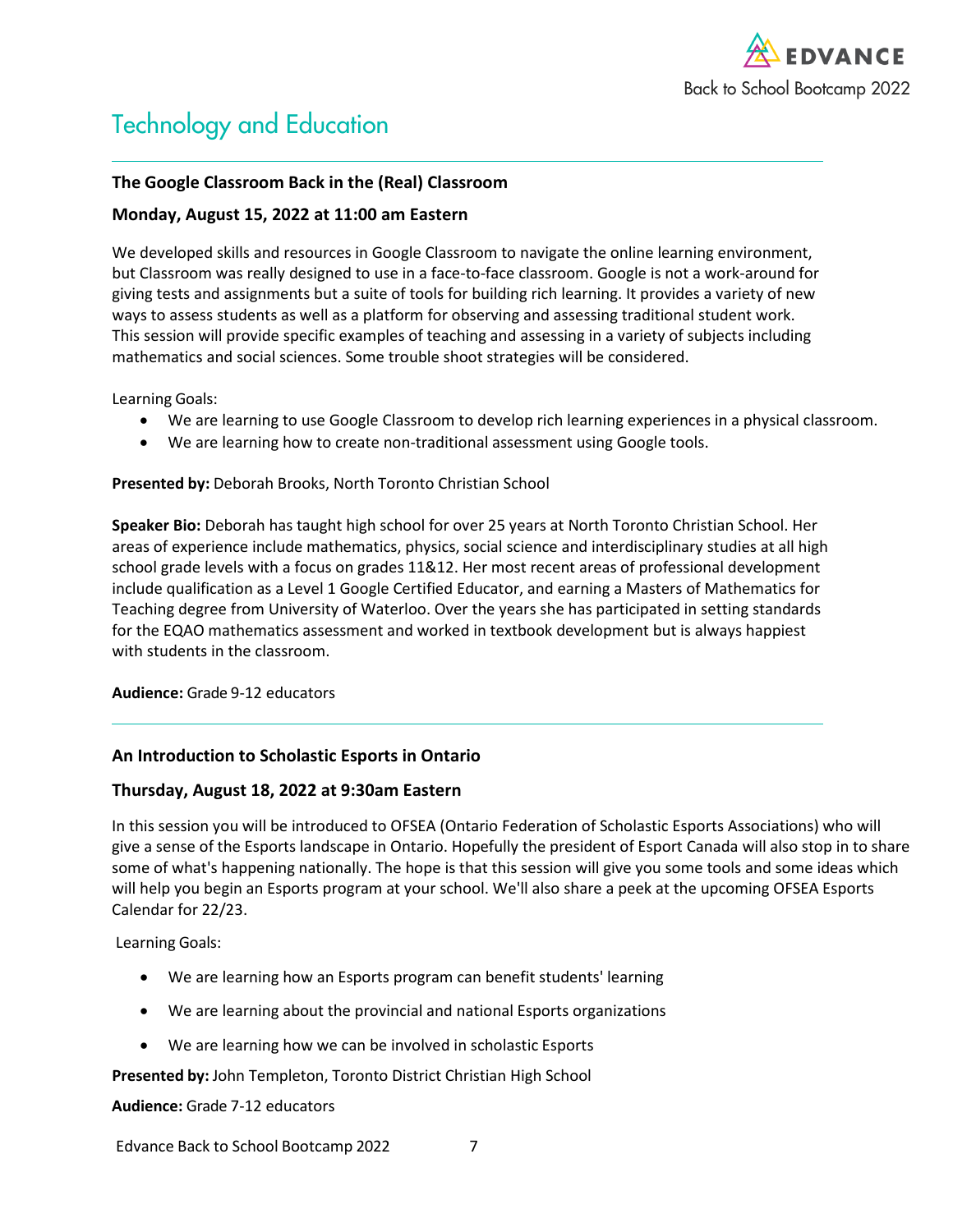# Technology and Education

### The Google Classroom Back in the (Real) Classroom

### Monday, August 15, 2022 at 11:00 am Eastern

We developed skills and resources in Google Classroom to navigate the online learning environment, but Classroom was really designed to use in a face-to-face classroom. Google is not a work-around for giving tests and assignments but a suite of tools for building rich learning. It provides a variety of new ways to assess students as well as a platform for observing and assessing traditional student work. This session will provide specific examples of teaching and assessing in a variety of subjects including mathematics and social sciences. Some trouble shoot strategies will be considered.

Learning Goals:

- We are learning to use Google Classroom to develop rich learning experiences in a physical classroom.
- We are learning how to create non-traditional assessment using Google tools.

**Presented by:** Deborah Brooks, North Toronto Christian School

**Speaker Bio:** Deborah has taught high school for over 25 years at North Toronto Christian School. Her areas of experience include mathematics, physics, social science and interdisciplinary studies at all high school grade levels with a focus on grades 11&12. Her most recent areas of professional development include qualification as a Level 1 Google Certified Educator, and earning a Masters of Mathematics for Teaching degree from University of Waterloo. Over the years she has participated in setting standards for the EQAO mathematics assessment and worked in textbook development but is always happiest with students in the classroom.

**Audience:** Grade 9-12 educators

---

### An Introduction to Scholastic Esports in Ontario

### Thursday, August 18, 2022 at 9:30am Eastern

In this session you will be introduced to OFSEA (Ontario Federation of Scholastic Esports Associations) who will give a sense of the Esports landscape in Ontario. Hopefully the president of Esport Canada will also stop in to share some of what's happening nationally. The hope is that this session will give you some tools and some ideas which will help you begin an Esports program at your school. We'll also share a peek at the upcoming OFSEA Esports Calendar for 22/23.

Learning Goals:

- We are learning how an Esports program can benefit students' learning
- We are learning about the provincial and national Esports organizations
- We are learning how we can be involved in scholastic Esports

**Presented by:** John Templeton, Toronto District Christian High School

**Audience:** Grade 7-12 educators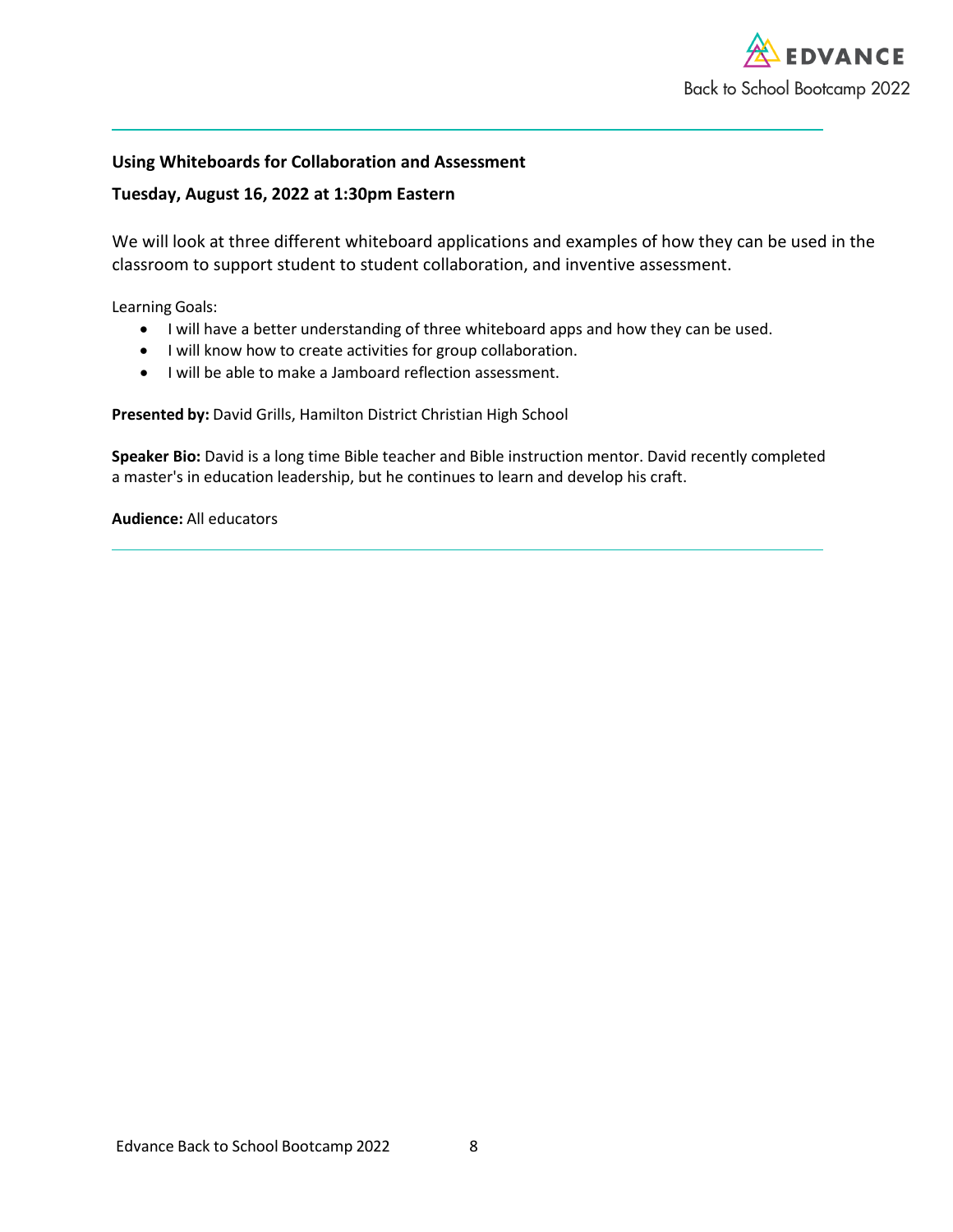**Using Whiteboards for Collaboration and Assessment**

**Tuesday, August 16, 2022 at 1:30pm Eastern**

We will look at three different whiteboard applications and examples of how they can be used in the classroom to support student to student collaboration, and inventive assessment.

Learning Goals:

- I will have a better understanding of three whiteboard apps and how they can be used.
- I will know how to create activities for group collaboration.
- I will be able to make a Jamboard reflection assessment.

**Presented by:** David Grills, Hamilton District Christian High School

**Speaker Bio:** David is a long time Bible teacher and Bible instruction mentor. David recently completed a master's in education leadership, but he continues to learn and develop his craft.

**Audience:** All educators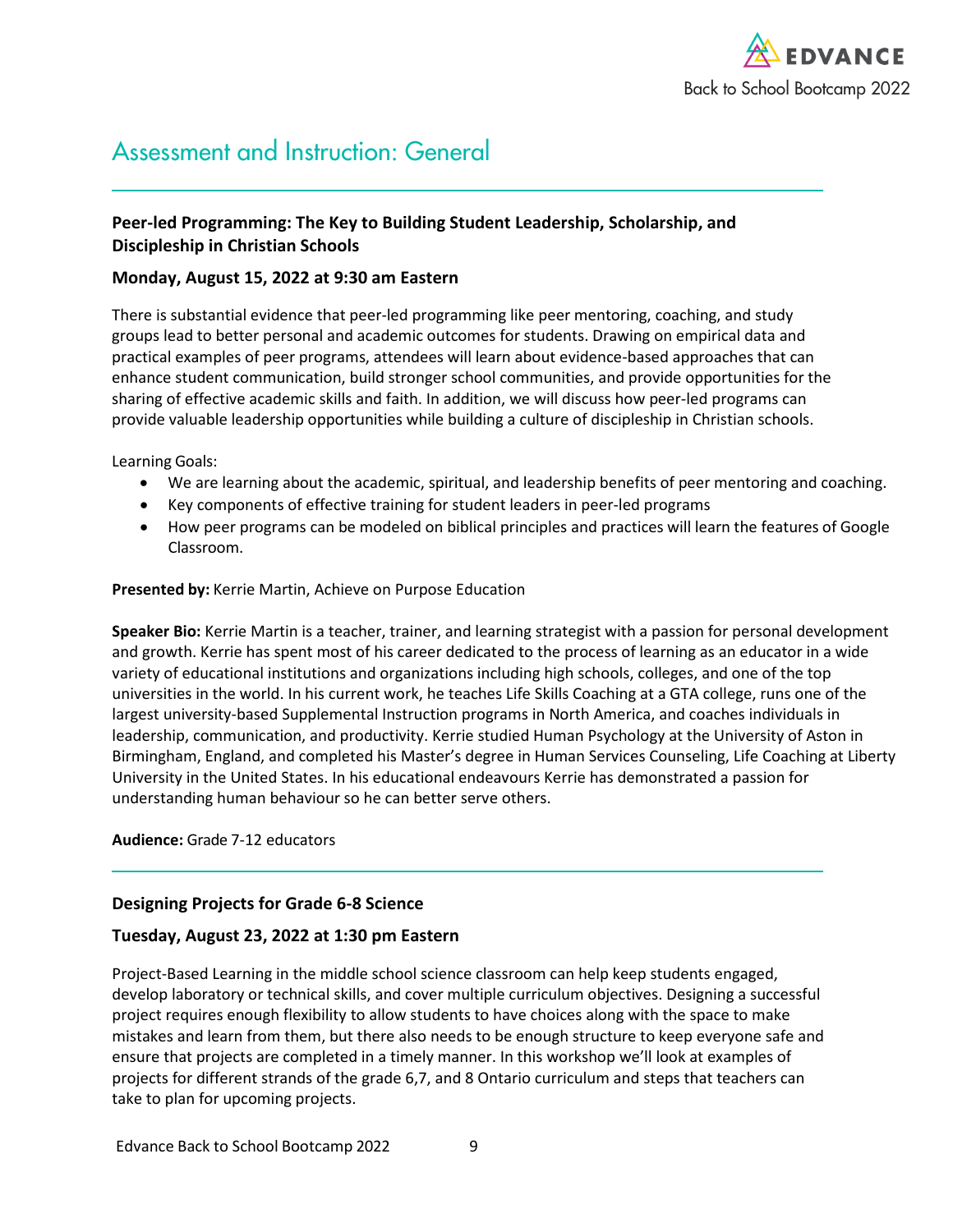## Assessment and Instruction: General

---

### Peer-led Programming: The Key to Building Student Leadership, Scholarship, and Discipleship in Christian Schools

**Monday, August 15, 2022 at 9:30 am Eastern**

There is substantial evidence that peer-led programming like peer mentoring, coaching, and study groups lead to better personal and academic outcomes for students. Drawing on empirical data and practical examples of peer programs, attendees will learn about evidence-based approaches that can enhance student communication, build stronger school communities, and provide opportunities for the sharing of effective academic skills and faith. In addition, we will discuss how peer-led programs can provide valuable leadership opportunities while building a culture of discipleship in Christian schools.

Learning Goals:

- We are learning about the academic, spiritual, and leadership benefits of peer mentoring and coaching.
- Key components of effective training for student leaders in peer-led programs
- How peer programs can be modeled on biblical principles and practices will learn the features of Google Classroom.

**Presented by:** Kerrie Martin, Achieve on Purpose Education

**Speaker Bio:** Kerrie Martin is a teacher, trainer, and learning strategist with a passion for personal development and growth. Kerrie has spent most of his career dedicated to the process of learning as an educator in a wide variety of educational institutions and organizations including high schools, colleges, and one of the top universities in the world. In his current work, he teaches Life Skills Coaching at a GTA college, runs one of the largest university-based Supplemental Instruction programs in North America, and coaches individuals in leadership, communication, and productivity. Kerrie studied Human Psychology at the University of Aston in Birmingham, England, and completed his Master's degree in Human Services Counseling, Life Coaching at Liberty University in the United States. In his educational endeavours Kerrie has demonstrated a passion for understanding human behaviour so he can better serve others.

**Audience:** Grade 7-12 educators

---

### Designing Projects for Grade 6-8 Science

**Tuesday, August 23, 2022 at 1:30 pm Eastern**

Project-Based Learning in the middle school science classroom can help keep students engaged, develop laboratory or technical skills, and cover multiple curriculum objectives. Designing a successful project requires enough flexibility to allow students to have choices along with the space to make mistakes and learn from them, but there also needs to be enough structure to keep everyone safe and ensure that projects are completed in a timely manner. In this workshop we'll look at examples of projects for different strands of the grade 6,7, and 8 Ontario curriculum and steps that teachers can take to plan for upcoming projects.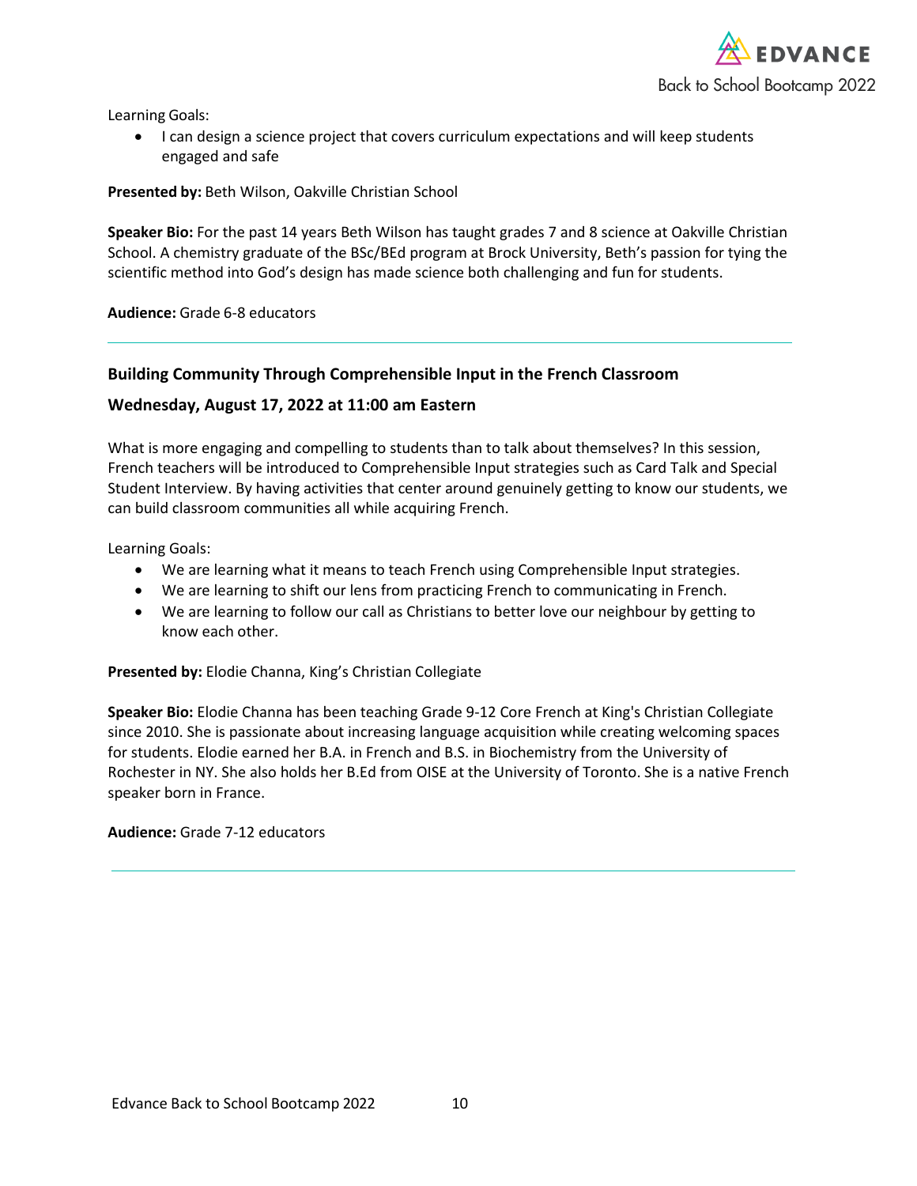Learning Goals:

- I can design a science project that covers curriculum expectations and will keep students engaged and safe

**Presented by:** Beth Wilson, Oakville Christian School

**Speaker Bio:** For the past 14 years Beth Wilson has taught grades 7 and 8 science at Oakville Christian School. A chemistry graduate of the BSc/BEd program at Brock University, Beth's passion for tying the scientific method into God's design has made science both challenging and fun for students.

**Audience:** Grade 6-8 educators

---

### Building Community Through Comprehensible Input in the French Classroom

### Wednesday, August 17, 2022 at 11:00 am Eastern

What is more engaging and compelling to students than to talk about themselves? In this session, French teachers will be introduced to Comprehensible Input strategies such as Card Talk and Special Student Interview. By having activities that center around genuinely getting to know our students, we can build classroom communities all while acquiring French.

Learning Goals:

- We are learning what it means to teach French using Comprehensible Input strategies.
- We are learning to shift our lens from practicing French to communicating in French.
- We are learning to follow our call as Christians to better love our neighbour by getting to know each other.

**Presented by:** Elodie Channa, King's Christian Collegiate

**Speaker Bio:** Elodie Channa has been teaching Grade 9-12 Core French at King's Christian Collegiate since 2010. She is passionate about increasing language acquisition while creating welcoming spaces for students. Elodie earned her B.A. in French and B.S. in Biochemistry from the University of Rochester in NY. She also holds her B.Ed from OISE at the University of Toronto. She is a native French speaker born in France.

**Audience:** Grade 7-12 educators

---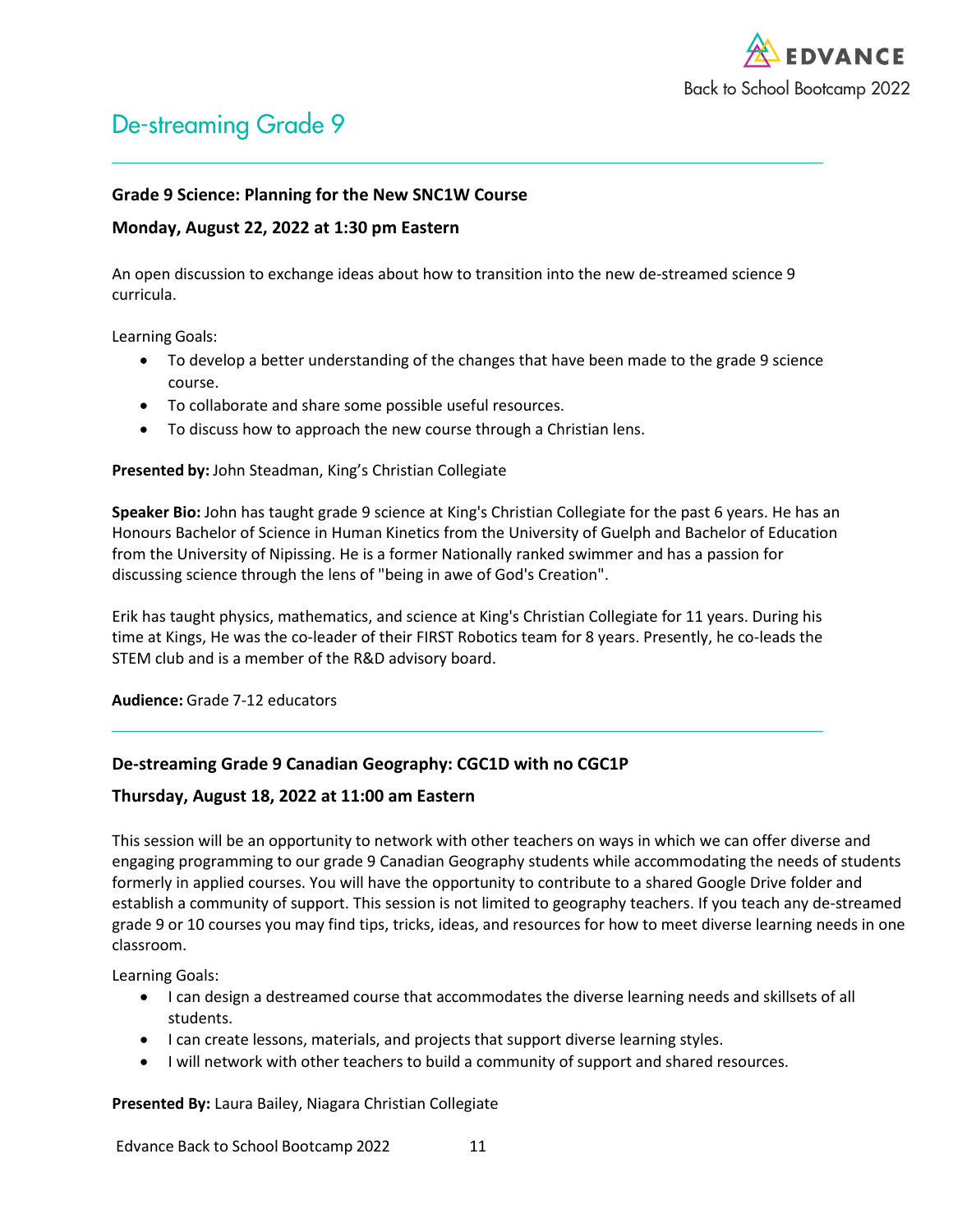# De-streaming Grade 9

### Grade 9 Science: Planning for the New SNC1W Course

### Monday, August 22, 2022 at 1:30 pm Eastern

An open discussion to exchange ideas about how to transition into the new de-streamed science 9 curricula.

Learning Goals:

- To develop a better understanding of the changes that have been made to the grade 9 science course.
- To collaborate and share some possible useful resources.
- To discuss how to approach the new course through a Christian lens.

**Presented by:** John Steadman, King's Christian Collegiate

**Speaker Bio:** John has taught grade 9 science at King's Christian Collegiate for the past 6 years. He has an Honours Bachelor of Science in Human Kinetics from the University of Guelph and Bachelor of Education from the University of Nipissing. He is a former Nationally ranked swimmer and has a passion for discussing science through the lens of "being in awe of God's Creation".

Erik has taught physics, mathematics, and science at King's Christian Collegiate for 11 years. During his time at Kings, He was the co-leader of their FIRST Robotics team for 8 years. Presently, he co-leads the STEM club and is a member of the R&D advisory board.

**Audience:** Grade 7-12 educators

---

### De-streaming Grade 9 Canadian Geography: CGC1D with no CGC1P

### Thursday, August 18, 2022 at 11:00 am Eastern

This session will be an opportunity to network with other teachers on ways in which we can offer diverse and engaging programming to our grade 9 Canadian Geography students while accommodating the needs of students formerly in applied courses. You will have the opportunity to contribute to a shared Google Drive folder and establish a community of support. This session is not limited to geography teachers. If you teach any de-streamed grade 9 or 10 courses you may find tips, tricks, ideas, and resources for how to meet diverse learning needs in one classroom.

Learning Goals:

- I can design a destreamed course that accommodates the diverse learning needs and skillsets of all students.
- I can create lessons, materials, and projects that support diverse learning styles.
- I will network with other teachers to build a community of support and shared resources.

**Presented By:** Laura Bailey, Niagara Christian Collegiate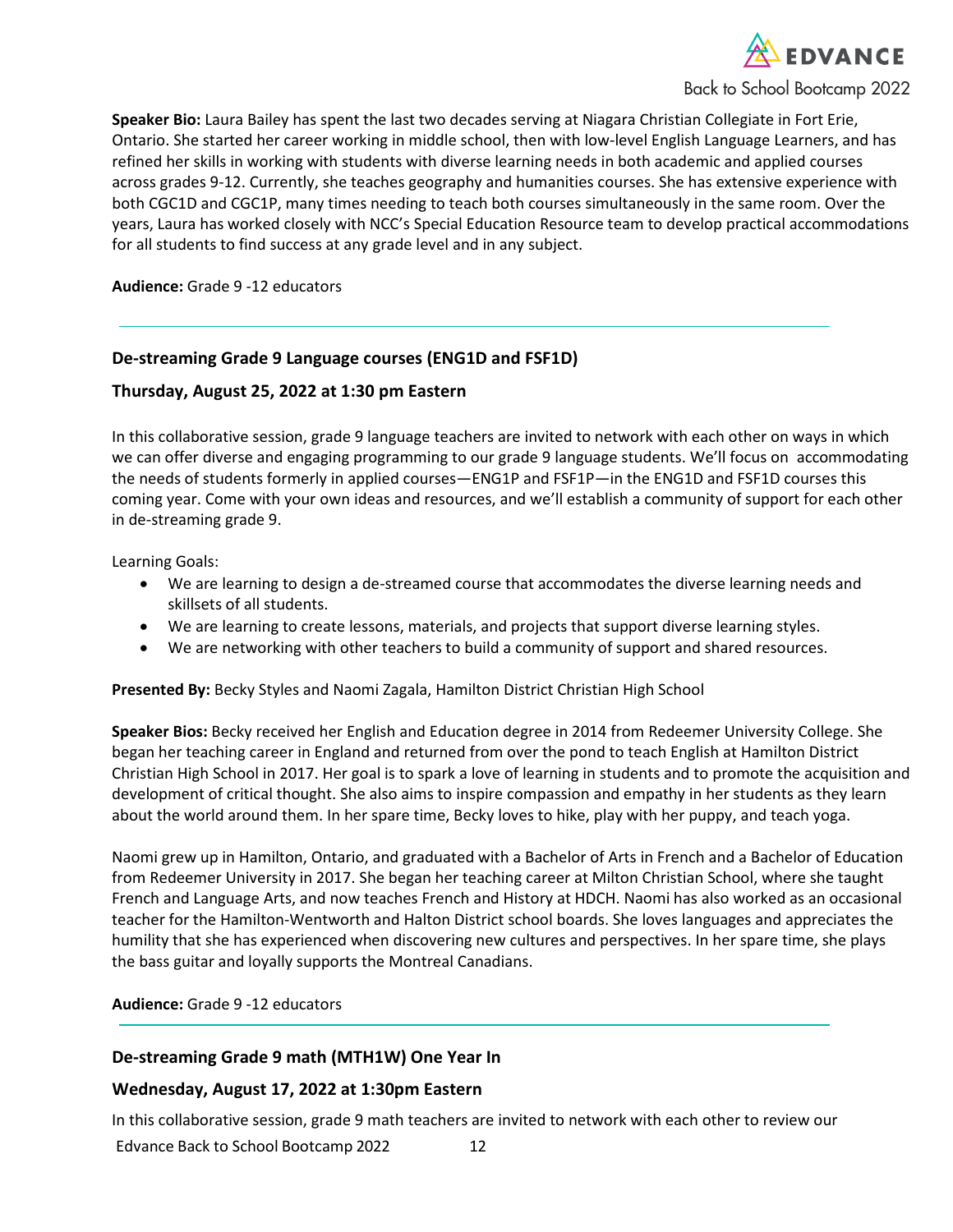**Speaker Bio:** Laura Bailey has spent the last two decades serving at Niagara Christian Collegiate in Fort Erie, Ontario. She started her career working in middle school, then with low-level English Language Learners, and has refined her skills in working with students with diverse learning needs in both academic and applied courses across grades 9-12. Currently, she teaches geography and humanities courses. She has extensive experience with both CGC1D and CGC1P, many times needing to teach both courses simultaneously in the same room. Over the years, Laura has worked closely with NCC's Special Education Resource team to develop practical accommodations for all students to find success at any grade level and in any subject.

**Audience:** Grade 9 -12 educators

---

### De-streaming Grade 9 Language courses (ENG1D and FSF1D)

### Thursday, August 25, 2022 at 1:30 pm Eastern

In this collaborative session, grade 9 language teachers are invited to network with each other on ways in which we can offer diverse and engaging programming to our grade 9 language students. We'll focus on accommodating the needs of students formerly in applied courses—ENG1P and FSF1P—in the ENG1D and FSF1D courses this coming year. Come with your own ideas and resources, and we'll establish a community of support for each other in de-streaming grade 9.

Learning Goals:

- We are learning to design a de-streamed course that accommodates the diverse learning needs and skillsets of all students.
- We are learning to create lessons, materials, and projects that support diverse learning styles.
- We are networking with other teachers to build a community of support and shared resources.

**Presented By:** Becky Styles and Naomi Zagala, Hamilton District Christian High School

**Speaker Bios:** Becky received her English and Education degree in 2014 from Redeemer University College. She began her teaching career in England and returned from over the pond to teach English at Hamilton District Christian High School in 2017. Her goal is to spark a love of learning in students and to promote the acquisition and development of critical thought. She also aims to inspire compassion and empathy in her students as they learn about the world around them. In her spare time, Becky loves to hike, play with her puppy, and teach yoga.

Naomi grew up in Hamilton, Ontario, and graduated with a Bachelor of Arts in French and a Bachelor of Education from Redeemer University in 2017. She began her teaching career at Milton Christian School, where she taught French and Language Arts, and now teaches French and History at HDCH. Naomi has also worked as an occasional teacher for the Hamilton-Wentworth and Halton District school boards. She loves languages and appreciates the humility that she has experienced when discovering new cultures and perspectives. In her spare time, she plays the bass guitar and loyally supports the Montreal Canadians.

**Audience:** Grade 9 -12 educators

---

### De-streaming Grade 9 math (MTH1W) One Year In

### Wednesday, August 17, 2022 at 1:30pm Eastern

In this collaborative session, grade 9 math teachers are invited to network with each other to review our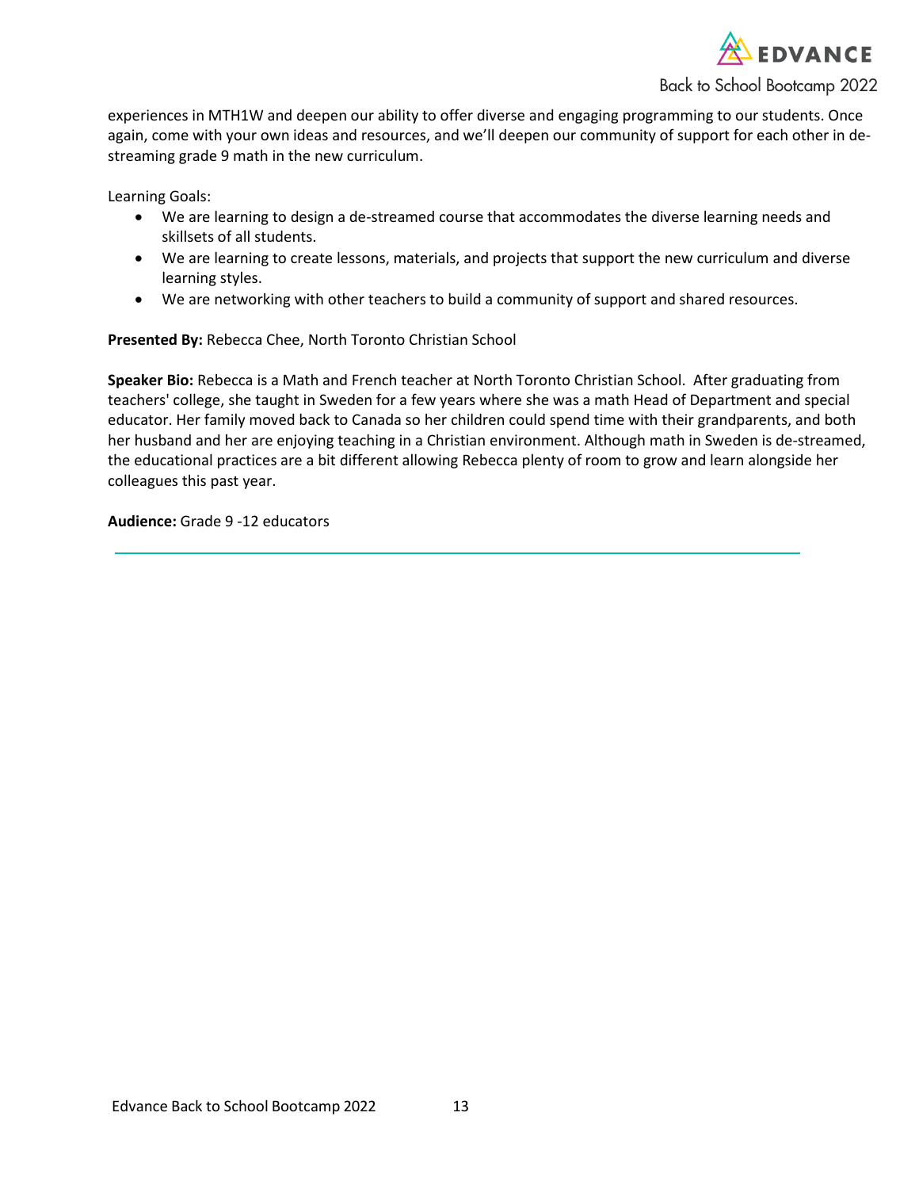experiences in MTH1W and deepen our ability to offer diverse and engaging programming to our students. Once again, come with your own ideas and resources, and we'll deepen our community of support for each other in de-streaming grade 9 math in the new curriculum.

Learning Goals:

- We are learning to design a de-streamed course that accommodates the diverse learning needs and skillsets of all students.
- We are learning to create lessons, materials, and projects that support the new curriculum and diverse learning styles.
- We are networking with other teachers to build a community of support and shared resources.

**Presented By:** Rebecca Chee, North Toronto Christian School

**Speaker Bio:** Rebecca is a Math and French teacher at North Toronto Christian School. After graduating from teachers' college, she taught in Sweden for a few years where she was a math Head of Department and special educator. Her family moved back to Canada so her children could spend time with their grandparents, and both her husband and her are enjoying teaching in a Christian environment. Although math in Sweden is de-streamed, the educational practices are a bit different allowing Rebecca plenty of room to grow and learn alongside her colleagues this past year.

**Audience:** Grade 9 -12 educators

---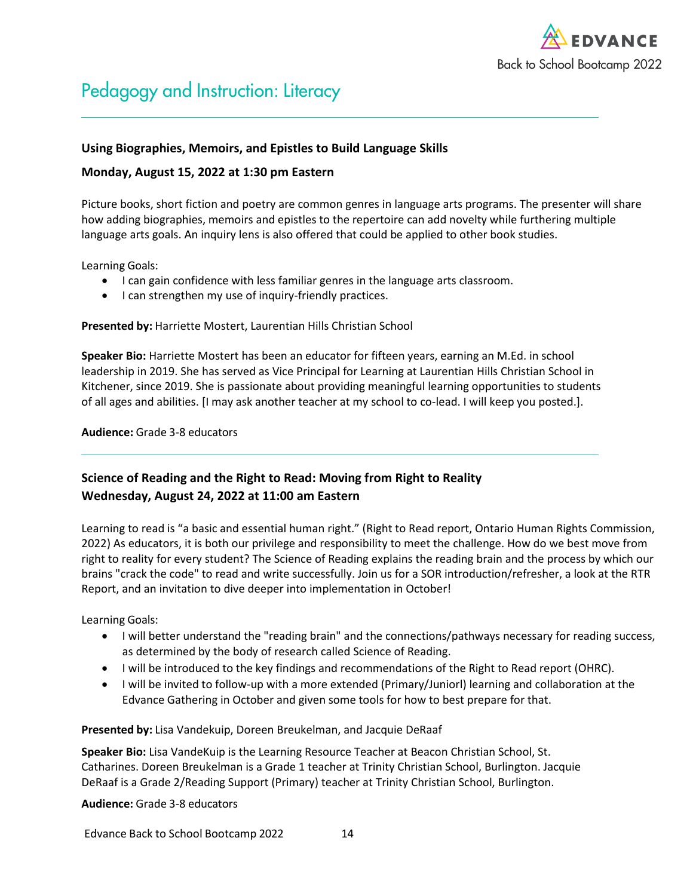# Pedagogy and Instruction: Literacy

**Using Biographies, Memoirs, and Epistles to Build Language Skills**

**Monday, August 15, 2022 at 1:30 pm Eastern**

Picture books, short fiction and poetry are common genres in language arts programs. The presenter will share how adding biographies, memoirs and epistles to the repertoire can add novelty while furthering multiple language arts goals. An inquiry lens is also offered that could be applied to other book studies.

Learning Goals:

- I can gain confidence with less familiar genres in the language arts classroom.
- I can strengthen my use of inquiry-friendly practices.

**Presented by:** Harriette Mostert, Laurentian Hills Christian School

**Speaker Bio:** Harriette Mostert has been an educator for fifteen years, earning an M.Ed. in school leadership in 2019. She has served as Vice Principal for Learning at Laurentian Hills Christian School in Kitchener, since 2019. She is passionate about providing meaningful learning opportunities to students of all ages and abilities. [I may ask another teacher at my school to co-lead. I will keep you posted.].

**Audience:** Grade 3-8 educators

---

**Science of Reading and the Right to Read: Moving from Right to Reality**
**Wednesday, August 24, 2022 at 11:00 am Eastern**

Learning to read is "a basic and essential human right." (Right to Read report, Ontario Human Rights Commission, 2022) As educators, it is both our privilege and responsibility to meet the challenge. How do we best move from right to reality for every student? The Science of Reading explains the reading brain and the process by which our brains "crack the code" to read and write successfully. Join us for a SOR introduction/refresher, a look at the RTR Report, and an invitation to dive deeper into implementation in October!

Learning Goals:

- I will better understand the "reading brain" and the connections/pathways necessary for reading success, as determined by the body of research called Science of Reading.
- I will be introduced to the key findings and recommendations of the Right to Read report (OHRC).
- I will be invited to follow-up with a more extended (Primary/Juniorl) learning and collaboration at the Edvance Gathering in October and given some tools for how to best prepare for that.

**Presented by:** Lisa Vandekuip, Doreen Breukelman, and Jacquie DeRaaf

**Speaker Bio:** Lisa VandeKuip is the Learning Resource Teacher at Beacon Christian School, St. Catharines. Doreen Breukelman is a Grade 1 teacher at Trinity Christian School, Burlington. Jacquie DeRaaf is a Grade 2/Reading Support (Primary) teacher at Trinity Christian School, Burlington.

**Audience:** Grade 3-8 educators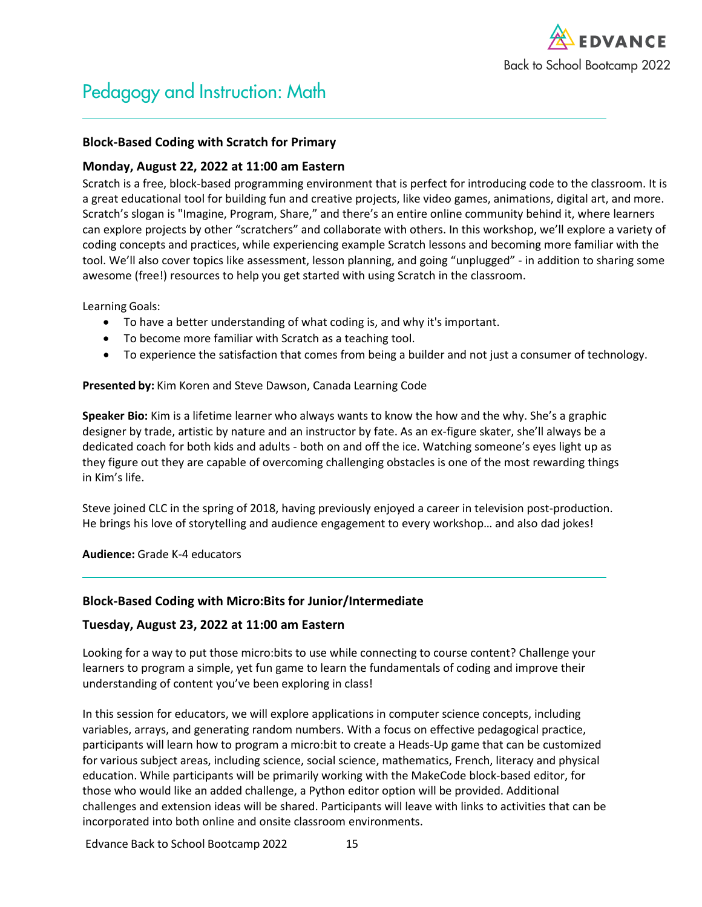# Pedagogy and Instruction: Math

### Block-Based Coding with Scratch for Primary

### Monday, August 22, 2022 at 11:00 am Eastern

Scratch is a free, block-based programming environment that is perfect for introducing code to the classroom. It is a great educational tool for building fun and creative projects, like video games, animations, digital art, and more. Scratch's slogan is "Imagine, Program, Share," and there's an entire online community behind it, where learners can explore projects by other "scratchers" and collaborate with others. In this workshop, we'll explore a variety of coding concepts and practices, while experiencing example Scratch lessons and becoming more familiar with the tool. We'll also cover topics like assessment, lesson planning, and going "unplugged" - in addition to sharing some awesome (free!) resources to help you get started with using Scratch in the classroom.

Learning Goals:

- To have a better understanding of what coding is, and why it's important.
- To become more familiar with Scratch as a teaching tool.
- To experience the satisfaction that comes from being a builder and not just a consumer of technology.

**Presented by:** Kim Koren and Steve Dawson, Canada Learning Code

**Speaker Bio:** Kim is a lifetime learner who always wants to know the how and the why. She's a graphic designer by trade, artistic by nature and an instructor by fate. As an ex-figure skater, she'll always be a dedicated coach for both kids and adults - both on and off the ice. Watching someone's eyes light up as they figure out they are capable of overcoming challenging obstacles is one of the most rewarding things in Kim's life.

Steve joined CLC in the spring of 2018, having previously enjoyed a career in television post-production. He brings his love of storytelling and audience engagement to every workshop… and also dad jokes!

**Audience:** Grade K-4 educators

---

### Block-Based Coding with Micro:Bits for Junior/Intermediate

### Tuesday, August 23, 2022 at 11:00 am Eastern

Looking for a way to put those micro:bits to use while connecting to course content? Challenge your learners to program a simple, yet fun game to learn the fundamentals of coding and improve their understanding of content you've been exploring in class!

In this session for educators, we will explore applications in computer science concepts, including variables, arrays, and generating random numbers. With a focus on effective pedagogical practice, participants will learn how to program a micro:bit to create a Heads-Up game that can be customized for various subject areas, including science, social science, mathematics, French, literacy and physical education. While participants will be primarily working with the MakeCode block-based editor, for those who would like an added challenge, a Python editor option will be provided. Additional challenges and extension ideas will be shared. Participants will leave with links to activities that can be incorporated into both online and onsite classroom environments.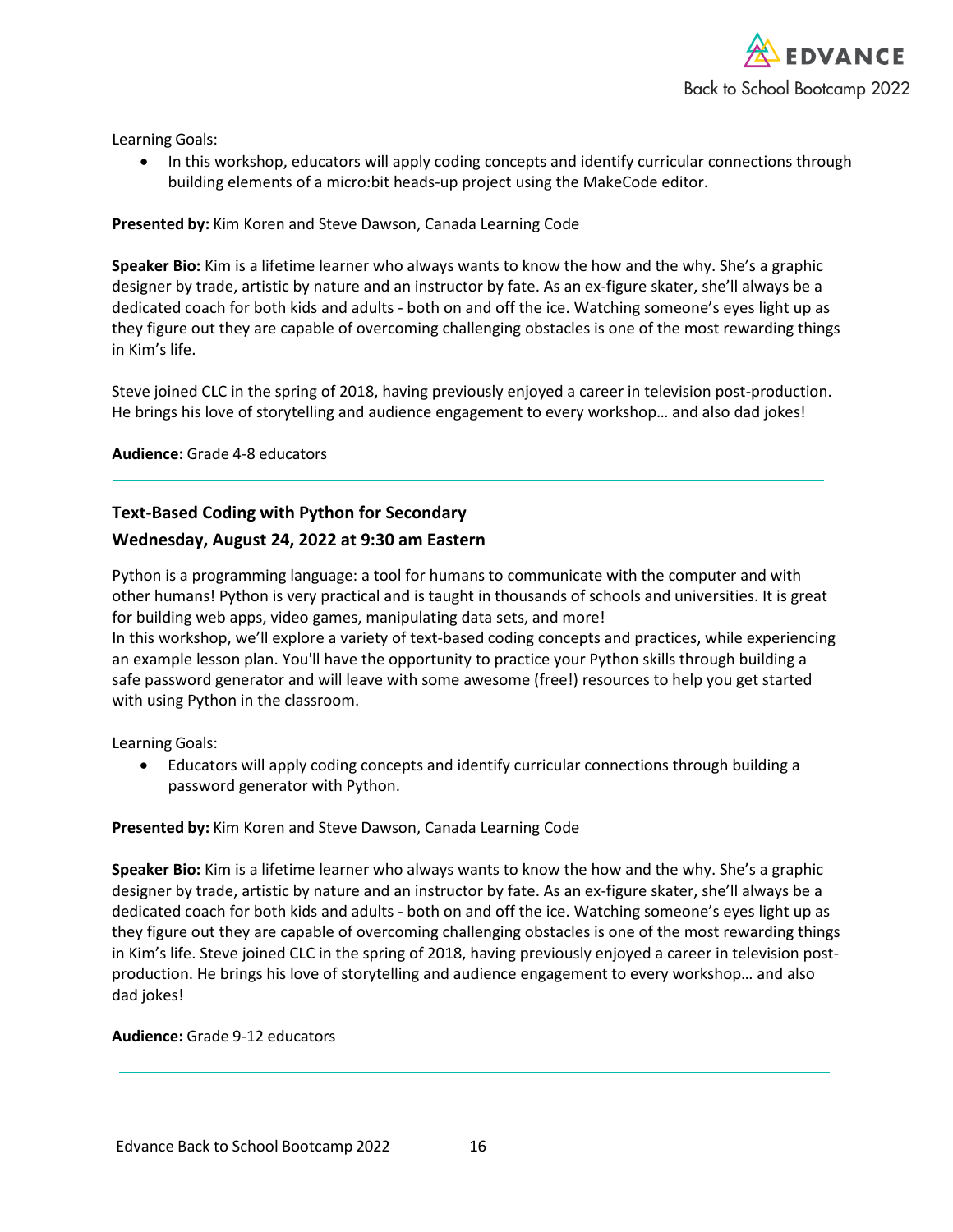Learning Goals:

- In this workshop, educators will apply coding concepts and identify curricular connections through building elements of a micro:bit heads-up project using the MakeCode editor.

**Presented by:** Kim Koren and Steve Dawson, Canada Learning Code

**Speaker Bio:** Kim is a lifetime learner who always wants to know the how and the why. She's a graphic designer by trade, artistic by nature and an instructor by fate. As an ex-figure skater, she'll always be a dedicated coach for both kids and adults - both on and off the ice. Watching someone's eyes light up as they figure out they are capable of overcoming challenging obstacles is one of the most rewarding things in Kim's life.

Steve joined CLC in the spring of 2018, having previously enjoyed a career in television post-production. He brings his love of storytelling and audience engagement to every workshop… and also dad jokes!

**Audience:** Grade 4-8 educators

---

### Text-Based Coding with Python for Secondary
### Wednesday, August 24, 2022 at 9:30 am Eastern

Python is a programming language: a tool for humans to communicate with the computer and with other humans! Python is very practical and is taught in thousands of schools and universities. It is great for building web apps, video games, manipulating data sets, and more!
In this workshop, we'll explore a variety of text-based coding concepts and practices, while experiencing an example lesson plan. You'll have the opportunity to practice your Python skills through building a safe password generator and will leave with some awesome (free!) resources to help you get started with using Python in the classroom.

Learning Goals:

- Educators will apply coding concepts and identify curricular connections through building a password generator with Python.

**Presented by:** Kim Koren and Steve Dawson, Canada Learning Code

**Speaker Bio:** Kim is a lifetime learner who always wants to know the how and the why. She's a graphic designer by trade, artistic by nature and an instructor by fate. As an ex-figure skater, she'll always be a dedicated coach for both kids and adults - both on and off the ice. Watching someone's eyes light up as they figure out they are capable of overcoming challenging obstacles is one of the most rewarding things in Kim's life. Steve joined CLC in the spring of 2018, having previously enjoyed a career in television post-production. He brings his love of storytelling and audience engagement to every workshop… and also dad jokes!

**Audience:** Grade 9-12 educators

---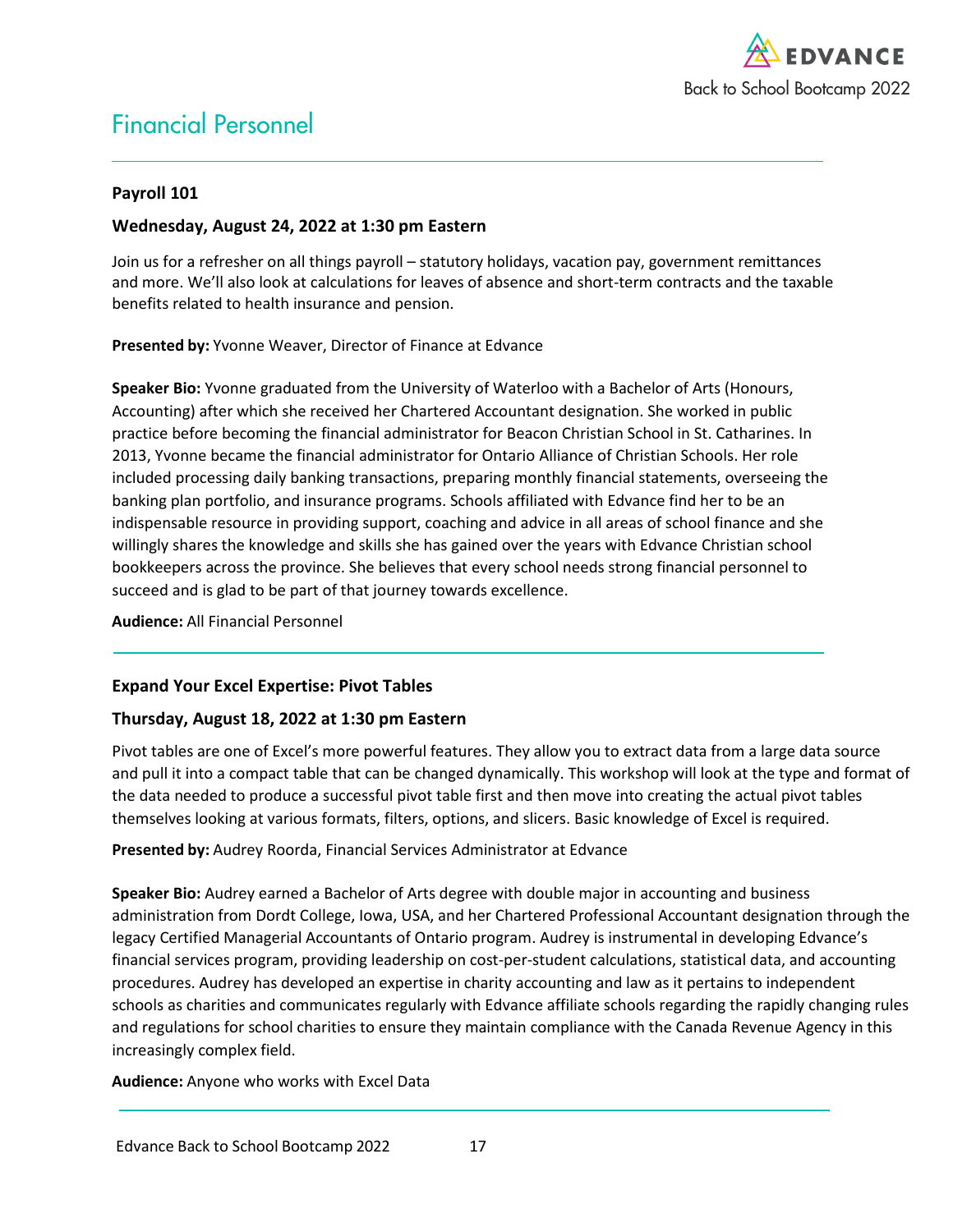# Financial Personnel

---

**Payroll 101**

**Wednesday, August 24, 2022 at 1:30 pm Eastern**

Join us for a refresher on all things payroll – statutory holidays, vacation pay, government remittances and more. We'll also look at calculations for leaves of absence and short-term contracts and the taxable benefits related to health insurance and pension.

**Presented by:** Yvonne Weaver, Director of Finance at Edvance

**Speaker Bio:** Yvonne graduated from the University of Waterloo with a Bachelor of Arts (Honours, Accounting) after which she received her Chartered Accountant designation. She worked in public practice before becoming the financial administrator for Beacon Christian School in St. Catharines. In 2013, Yvonne became the financial administrator for Ontario Alliance of Christian Schools. Her role included processing daily banking transactions, preparing monthly financial statements, overseeing the banking plan portfolio, and insurance programs. Schools affiliated with Edvance find her to be an indispensable resource in providing support, coaching and advice in all areas of school finance and she willingly shares the knowledge and skills she has gained over the years with Edvance Christian school bookkeepers across the province. She believes that every school needs strong financial personnel to succeed and is glad to be part of that journey towards excellence.

**Audience:** All Financial Personnel

---

**Expand Your Excel Expertise: Pivot Tables**

**Thursday, August 18, 2022 at 1:30 pm Eastern**

Pivot tables are one of Excel's more powerful features. They allow you to extract data from a large data source and pull it into a compact table that can be changed dynamically. This workshop will look at the type and format of the data needed to produce a successful pivot table first and then move into creating the actual pivot tables themselves looking at various formats, filters, options, and slicers. Basic knowledge of Excel is required.

**Presented by:** Audrey Roorda, Financial Services Administrator at Edvance

**Speaker Bio:** Audrey earned a Bachelor of Arts degree with double major in accounting and business administration from Dordt College, Iowa, USA, and her Chartered Professional Accountant designation through the legacy Certified Managerial Accountants of Ontario program. Audrey is instrumental in developing Edvance's financial services program, providing leadership on cost-per-student calculations, statistical data, and accounting procedures. Audrey has developed an expertise in charity accounting and law as it pertains to independent schools as charities and communicates regularly with Edvance affiliate schools regarding the rapidly changing rules and regulations for school charities to ensure they maintain compliance with the Canada Revenue Agency in this increasingly complex field.

**Audience:** Anyone who works with Excel Data

---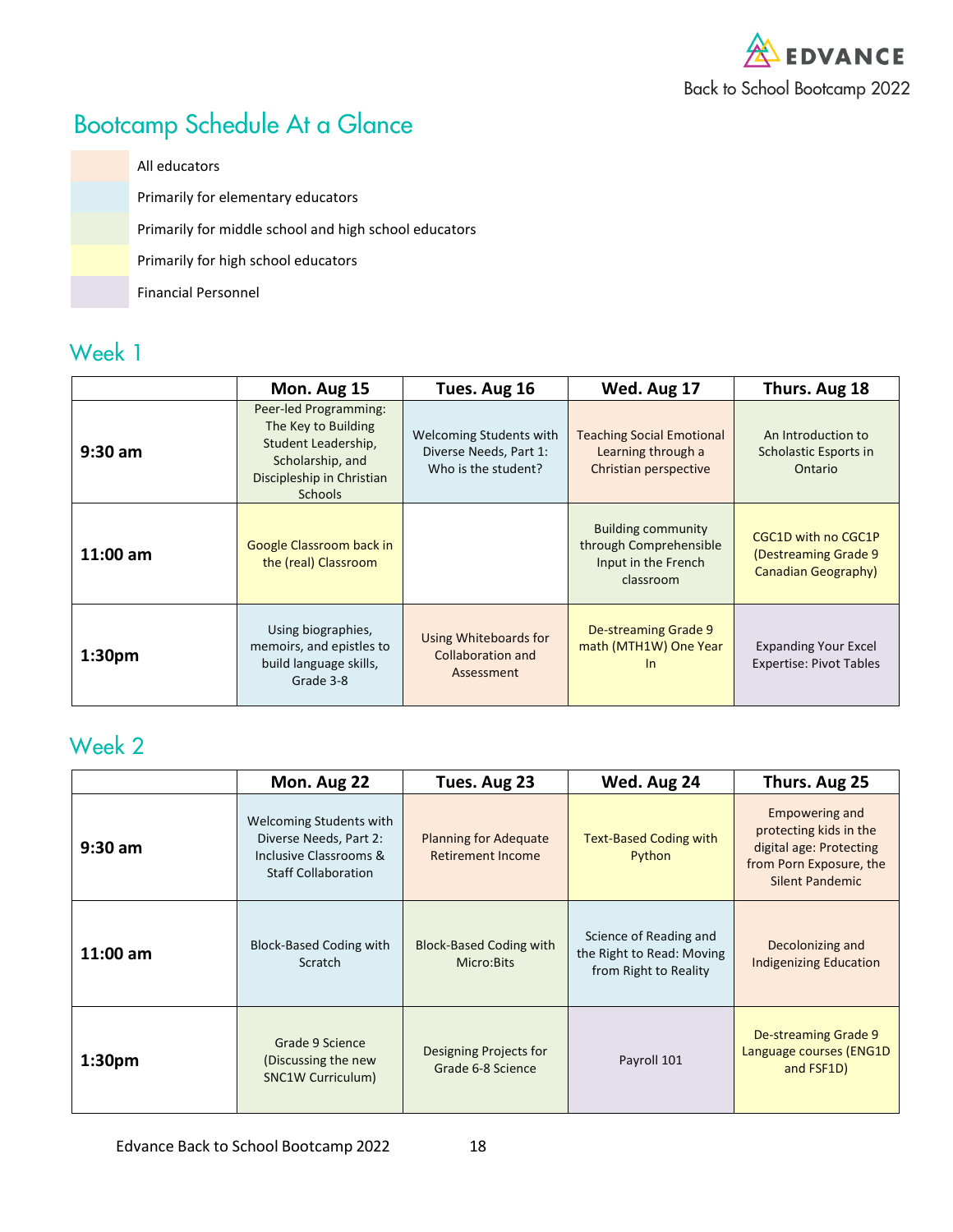## Bootcamp Schedule At a Glance

- All educators
- Primarily for elementary educators
- Primarily for middle school and high school educators
- Primarily for high school educators
- Financial Personnel

## Week 1

| | Mon. Aug 15 | Tues. Aug 16 | Wed. Aug 17 | Thurs. Aug 18 |
|---|---|---|---|---|
| **9:30 am** | Peer-led Programming: The Key to Building Student Leadership, Scholarship, and Discipleship in Christian Schools | Welcoming Students with Diverse Needs, Part 1: Who is the student? | Teaching Social Emotional Learning through a Christian perspective | An Introduction to Scholastic Esports in Ontario |
| **11:00 am** | Google Classroom back in the (real) Classroom | | Building community through Comprehensible Input in the French classroom | CGC1D with no CGC1P (Destreaming Grade 9 Canadian Geography) |
| **1:30pm** | Using biographies, memoirs, and epistles to build language skills, Grade 3-8 | Using Whiteboards for Collaboration and Assessment | De-streaming Grade 9 math (MTH1W) One Year In | Expanding Your Excel Expertise: Pivot Tables |

## Week 2

| | Mon. Aug 22 | Tues. Aug 23 | Wed. Aug 24 | Thurs. Aug 25 |
|---|---|---|---|---|
| **9:30 am** | Welcoming Students with Diverse Needs, Part 2: Inclusive Classrooms & Staff Collaboration | Planning for Adequate Retirement Income | Text-Based Coding with Python | Empowering and protecting kids in the digital age: Protecting from Porn Exposure, the Silent Pandemic |
| **11:00 am** | Block-Based Coding with Scratch | Block-Based Coding with Micro:Bits | Science of Reading and the Right to Read: Moving from Right to Reality | Decolonizing and Indigenizing Education |
| **1:30pm** | Grade 9 Science (Discussing the new SNC1W Curriculum) | Designing Projects for Grade 6-8 Science | Payroll 101 | De-streaming Grade 9 Language courses (ENG1D and FSF1D) |